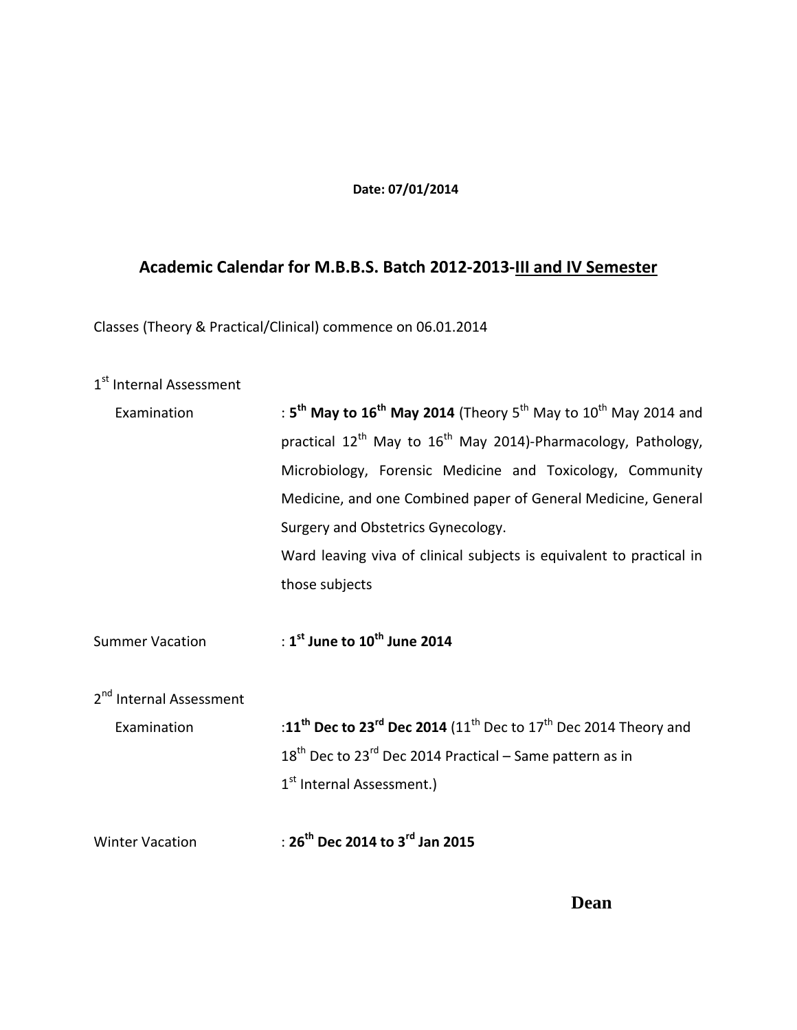**Date: 07/01/2014**

## Academic Calendar for M.B.B.S. Batch 2012-2013-III and IV Semester

Classes (Theory & Practical/Clinical) commence on 06.01.2014

1st Internal Assessment Examination : **5th May to 16th May 2014** (Theory 5th May to 10th May 2014 and practical 12th May to 16th May 2014)-Pharmacology, Pathology, Microbiology, Forensic Medicine and Toxicology, Community Medicine, and one Combined paper of General Medicine, General Surgery and Obstetrics Gynecology.

Ward leaving viva of clinical subjects is equivalent to practical in those subjects

Summer Vacation : **1st June to 10th June 2014**

2nd Internal Assessment Examination : **11th Dec to 23rd Dec 2014** (11th Dec to 17th Dec 2014 Theory and 18th Dec to 23rd Dec 2014 Practical – Same pattern as in 1st Internal Assessment.)

Winter Vacation : **26th Dec 2014 to 3rd Jan 2015**

**Dean**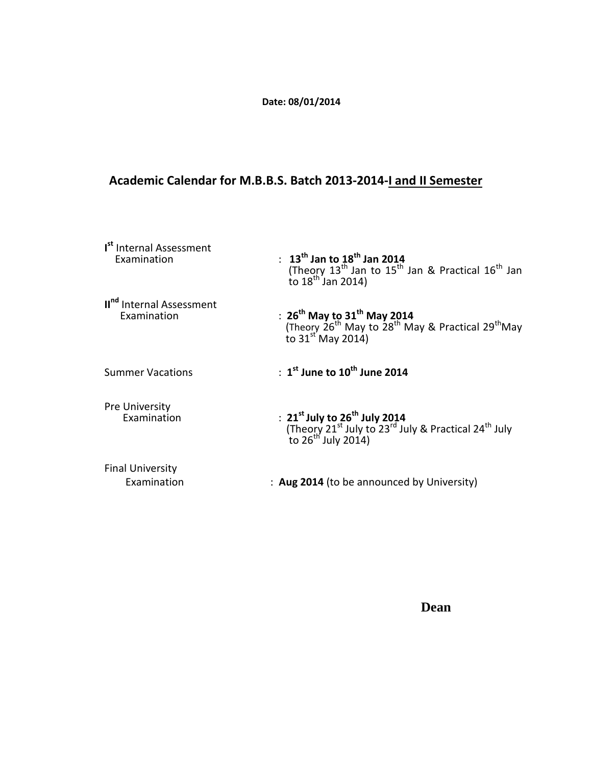**Date: 08/01/2014**

## Academic Calendar for M.B.B.S. Batch 2013-2014-I and II Semester

| | |
|---|---|
| I[st] Internal Assessment Examination | : **13[th] Jan to 18[th] Jan 2014** (Theory 13[th] Jan to 15[th] Jan & Practical 16[th] Jan to 18[th] Jan 2014) |
| II[nd] Internal Assessment Examination | : **26[th] May to 31[th] May 2014** (Theory 26[th] May to 28[th] May & Practical 29[th]May to 31[st] May 2014) |
| Summer Vacations | : **1[st] June to 10[th] June 2014** |
| Pre University Examination | : **21[st] July to 26[th] July 2014** (Theory 21[st] July to 23[rd] July & Practical 24[th] July to 26[th] July 2014) |
| Final University Examination | : **Aug 2014** (to be announced by University) |

**Dean**